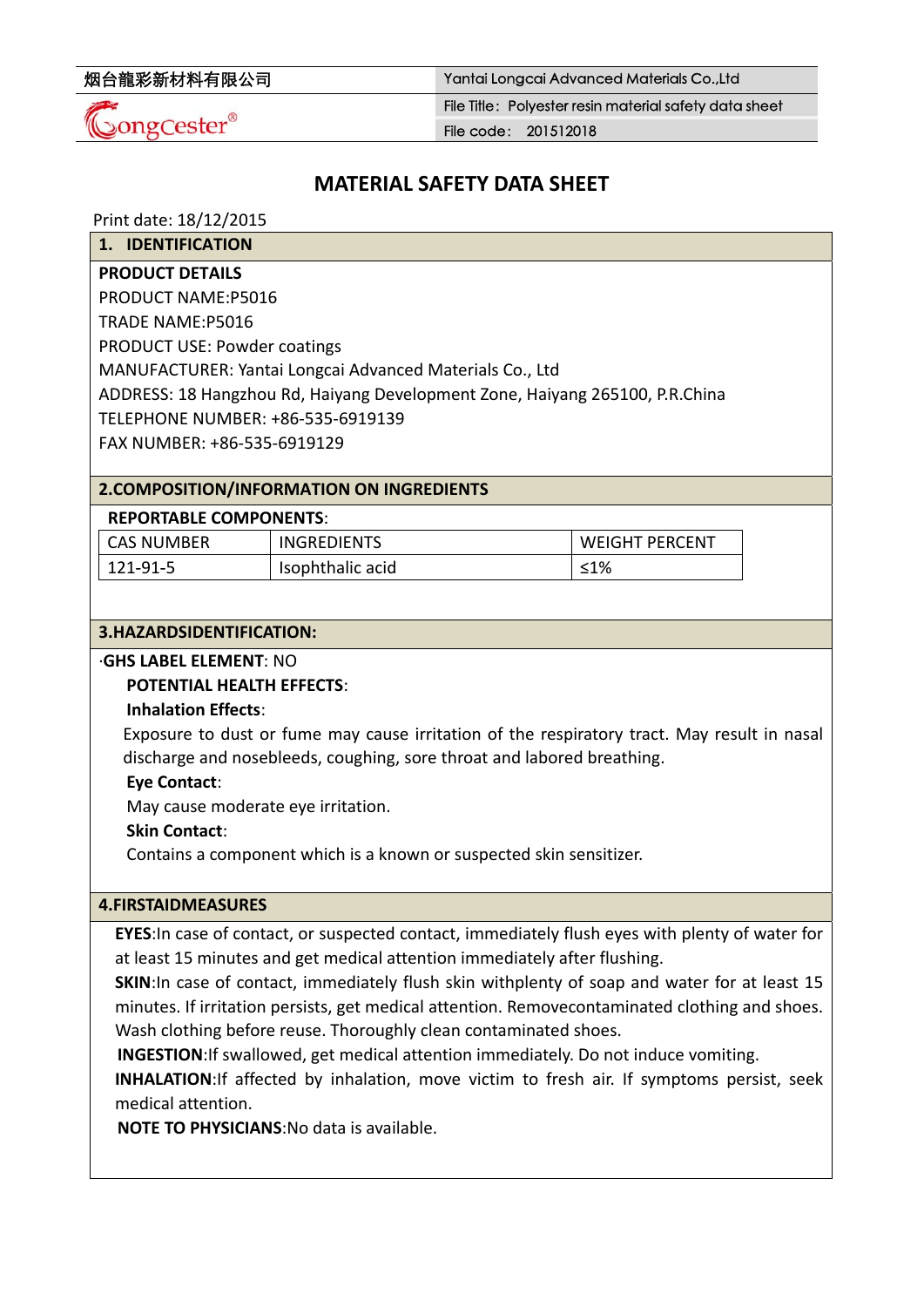# MATERIAL SAFETY DATA SHEET

Print date: 18/12/2015

## 1. IDENTIFICATION

**PRODUCT DETAILS**

PRODUCT NAME:P5016

TRADE NAME:P5016

PRODUCT USE: Powder coatings

MANUFACTURER: Yantai Longcai Advanced Materials Co., Ltd

ADDRESS: 18 Hangzhou Rd, Haiyang Development Zone, Haiyang 265100, P.R.China

TELEPHONE NUMBER: +86-535-6919139

FAX NUMBER: +86-535-6919129

## 2.COMPOSITION/INFORMATION ON INGREDIENTS

**REPORTABLE COMPONENTS**:

| CAS NUMBER | INGREDIENTS | WEIGHT PERCENT |
|---|---|---|
| 121-91-5 | Isophthalic acid | ≤1% |

## 3.HAZARDSIDENTIFICATION:

·**GHS LABEL ELEMENT**: NO

**POTENTIAL HEALTH EFFECTS**:

**Inhalation Effects**:

Exposure to dust or fume may cause irritation of the respiratory tract. May result in nasal discharge and nosebleeds, coughing, sore throat and labored breathing.

**Eye Contact**:

May cause moderate eye irritation.

**Skin Contact**:

Contains a component which is a known or suspected skin sensitizer.

## 4.FIRSTAIDMEASURES

**EYES**:In case of contact, or suspected contact, immediately flush eyes with plenty of water for at least 15 minutes and get medical attention immediately after flushing.

**SKIN**:In case of contact, immediately flush skin withplenty of soap and water for at least 15 minutes. If irritation persists, get medical attention. Removecontaminated clothing and shoes. Wash clothing before reuse. Thoroughly clean contaminated shoes.

**INGESTION**:If swallowed, get medical attention immediately. Do not induce vomiting.

**INHALATION**:If affected by inhalation, move victim to fresh air. If symptoms persist, seek medical attention.

**NOTE TO PHYSICIANS**:No data is available.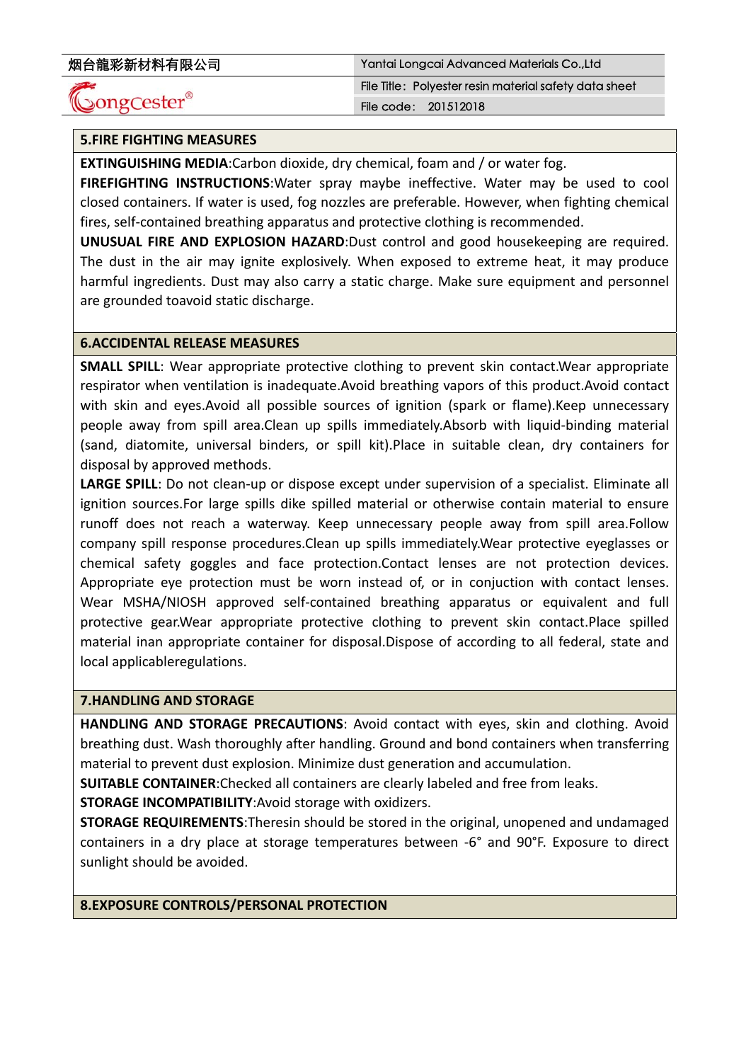## 5.FIRE FIGHTING MEASURES

**EXTINGUISHING MEDIA**:Carbon dioxide, dry chemical, foam and / or water fog.

**FIREFIGHTING INSTRUCTIONS**:Water spray maybe ineffective. Water may be used to cool closed containers. If water is used, fog nozzles are preferable. However, when fighting chemical fires, self-contained breathing apparatus and protective clothing is recommended.

**UNUSUAL FIRE AND EXPLOSION HAZARD**:Dust control and good housekeeping are required. The dust in the air may ignite explosively. When exposed to extreme heat, it may produce harmful ingredients. Dust may also carry a static charge. Make sure equipment and personnel are grounded toavoid static discharge.

## 6.ACCIDENTAL RELEASE MEASURES

**SMALL SPILL**: Wear appropriate protective clothing to prevent skin contact.Wear appropriate respirator when ventilation is inadequate.Avoid breathing vapors of this product.Avoid contact with skin and eyes.Avoid all possible sources of ignition (spark or flame).Keep unnecessary people away from spill area.Clean up spills immediately.Absorb with liquid-binding material (sand, diatomite, universal binders, or spill kit).Place in suitable clean, dry containers for disposal by approved methods.

**LARGE SPILL**: Do not clean-up or dispose except under supervision of a specialist. Eliminate all ignition sources.For large spills dike spilled material or otherwise contain material to ensure runoff does not reach a waterway. Keep unnecessary people away from spill area.Follow company spill response procedures.Clean up spills immediately.Wear protective eyeglasses or chemical safety goggles and face protection.Contact lenses are not protection devices. Appropriate eye protection must be worn instead of, or in conjuction with contact lenses. Wear MSHA/NIOSH approved self-contained breathing apparatus or equivalent and full protective gear.Wear appropriate protective clothing to prevent skin contact.Place spilled material inan appropriate container for disposal.Dispose of according to all federal, state and local applicableregulations.

## 7.HANDLING AND STORAGE

**HANDLING AND STORAGE PRECAUTIONS**: Avoid contact with eyes, skin and clothing. Avoid breathing dust. Wash thoroughly after handling. Ground and bond containers when transferring material to prevent dust explosion. Minimize dust generation and accumulation.

**SUITABLE CONTAINER**:Checked all containers are clearly labeled and free from leaks.

**STORAGE INCOMPATIBILITY**:Avoid storage with oxidizers.

**STORAGE REQUIREMENTS**:Theresin should be stored in the original, unopened and undamaged containers in a dry place at storage temperatures between -6° and 90°F. Exposure to direct sunlight should be avoided.

## 8.EXPOSURE CONTROLS/PERSONAL PROTECTION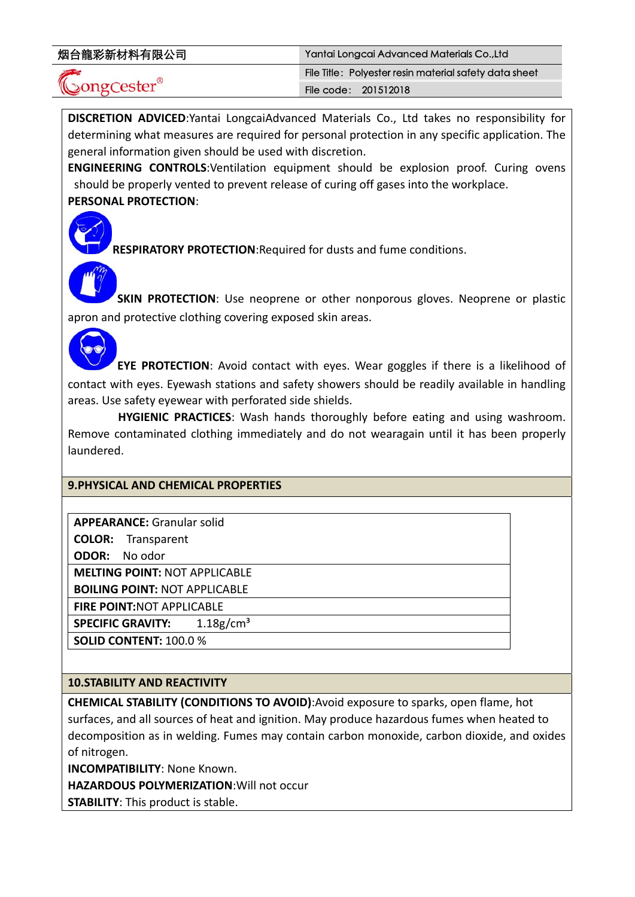**DISCRETION ADVICED**:Yantai LongcaiAdvanced Materials Co., Ltd takes no responsibility for determining what measures are required for personal protection in any specific application. The general information given should be used with discretion.

**ENGINEERING CONTROLS**:Ventilation equipment should be explosion proof. Curing ovens should be properly vented to prevent release of curing off gases into the workplace.

**PERSONAL PROTECTION**:

**RESPIRATORY PROTECTION**:Required for dusts and fume conditions.

**SKIN PROTECTION**: Use neoprene or other nonporous gloves. Neoprene or plastic apron and protective clothing covering exposed skin areas.

**EYE PROTECTION**: Avoid contact with eyes. Wear goggles if there is a likelihood of contact with eyes. Eyewash stations and safety showers should be readily available in handling areas. Use safety eyewear with perforated side shields.

**HYGIENIC PRACTICES**: Wash hands thoroughly before eating and using washroom. Remove contaminated clothing immediately and do not wearagain until it has been properly laundered.

## 9.PHYSICAL AND CHEMICAL PROPERTIES

**APPEARANCE:** Granular solid
**COLOR:** Transparent
**ODOR:** No odor

**MELTING POINT:** NOT APPLICABLE
**BOILING POINT:** NOT APPLICABLE

**FIRE POINT:**NOT APPLICABLE

**SPECIFIC GRAVITY:** 1.18g/cm³

**SOLID CONTENT:** 100.0 %

## 10.STABILITY AND REACTIVITY

**CHEMICAL STABILITY (CONDITIONS TO AVOID)**:Avoid exposure to sparks, open flame, hot surfaces, and all sources of heat and ignition. May produce hazardous fumes when heated to decomposition as in welding. Fumes may contain carbon monoxide, carbon dioxide, and oxides of nitrogen.

**INCOMPATIBILITY**: None Known.

**HAZARDOUS POLYMERIZATION**:Will not occur

**STABILITY**: This product is stable.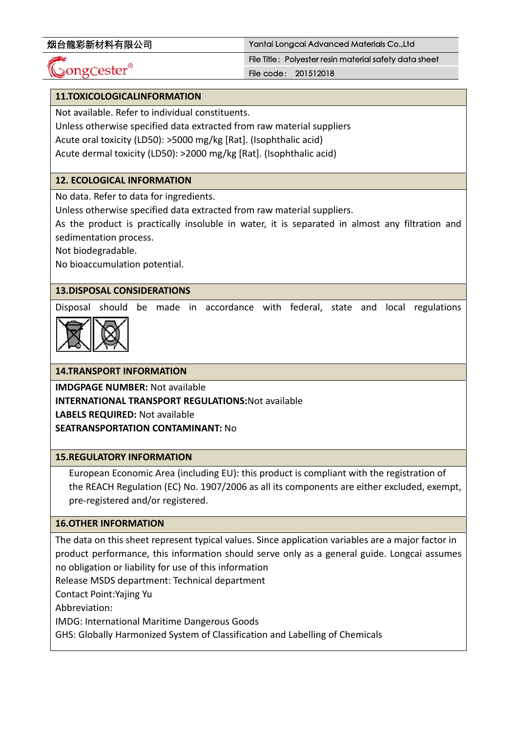## 11.TOXICOLOGICALINFORMATION

Not available. Refer to individual constituents.
Unless otherwise specified data extracted from raw material suppliers
Acute oral toxicity (LD50): >5000 mg/kg [Rat]. (Isophthalic acid)
Acute dermal toxicity (LD50): >2000 mg/kg [Rat]. (Isophthalic acid)

## 12. ECOLOGICAL INFORMATION

No data. Refer to data for ingredients.
Unless otherwise specified data extracted from raw material suppliers.
As the product is practically insoluble in water, it is separated in almost any filtration and sedimentation process.
Not biodegradable.
No bioaccumulation potential.

## 13.DISPOSAL CONSIDERATIONS

Disposal should be made in accordance with federal, state and local regulations

## 14.TRANSPORT INFORMATION

**IMDGPAGE NUMBER:** Not available
**INTERNATIONAL TRANSPORT REGULATIONS:**Not available
**LABELS REQUIRED:** Not available
**SEATRANSPORTATION CONTAMINANT:** No

## 15.REGULATORY INFORMATION

European Economic Area (including EU): this product is compliant with the registration of the REACH Regulation (EC) No. 1907/2006 as all its components are either excluded, exempt, pre-registered and/or registered.

## 16.OTHER INFORMATION

The data on this sheet represent typical values. Since application variables are a major factor in product performance, this information should serve only as a general guide. Longcai assumes no obligation or liability for use of this information
Release MSDS department: Technical department
Contact Point:Yajing Yu
Abbreviation:
IMDG: International Maritime Dangerous Goods
GHS: Globally Harmonized System of Classification and Labelling of Chemicals